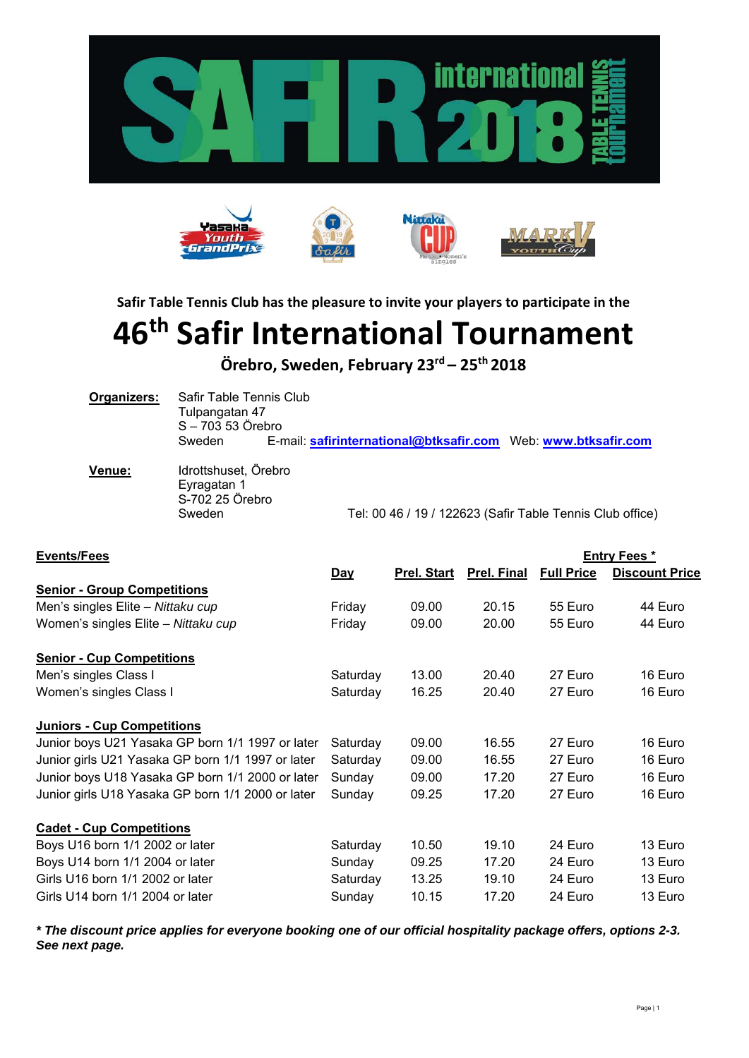Safir Table Tennis Club has the pleasure to invite your players to participate in the

# 46th Safir International Tournament

**Örebro, Sweden, February 23rd – 25th 2018**

**Organizers:** Safir Table Tennis Club
Tulpangatan 47
S – 703 53 Örebro
Sweden E-mail: **safirinternational@btksafir.com** Web: **www.btksafir.com**

**Venue:** Idrottshuset, Örebro
Eyragatan 1
S-702 25 Örebro
Sweden Tel: 00 46 / 19 / 122623 (Safir Table Tennis Club office)

| Events/Fees | | | | Entry Fees * | |
|---|---|---|---|---|---|
| | Day | Prel. Start | Prel. Final | Full Price | Discount Price |
| **Senior - Group Competitions** | | | | | |
| Men's singles Elite – *Nittaku cup* | Friday | 09.00 | 20.15 | 55 Euro | 44 Euro |
| Women's singles Elite – *Nittaku cup* | Friday | 09.00 | 20.00 | 55 Euro | 44 Euro |
| **Senior - Cup Competitions** | | | | | |
| Men's singles Class I | Saturday | 13.00 | 20.40 | 27 Euro | 16 Euro |
| Women's singles Class I | Saturday | 16.25 | 20.40 | 27 Euro | 16 Euro |
| **Juniors - Cup Competitions** | | | | | |
| Junior boys U21 Yasaka GP born 1/1 1997 or later | Saturday | 09.00 | 16.55 | 27 Euro | 16 Euro |
| Junior girls U21 Yasaka GP born 1/1 1997 or later | Saturday | 09.00 | 16.55 | 27 Euro | 16 Euro |
| Junior boys U18 Yasaka GP born 1/1 2000 or later | Sunday | 09.00 | 17.20 | 27 Euro | 16 Euro |
| Junior girls U18 Yasaka GP born 1/1 2000 or later | Sunday | 09.25 | 17.20 | 27 Euro | 16 Euro |
| **Cadet - Cup Competitions** | | | | | |
| Boys U16 born 1/1 2002 or later | Saturday | 10.50 | 19.10 | 24 Euro | 13 Euro |
| Boys U14 born 1/1 2004 or later | Sunday | 09.25 | 17.20 | 24 Euro | 13 Euro |
| Girls U16 born 1/1 2002 or later | Saturday | 13.25 | 19.10 | 24 Euro | 13 Euro |
| Girls U14 born 1/1 2004 or later | Sunday | 10.15 | 17.20 | 24 Euro | 13 Euro |

***\* The discount price applies for everyone booking one of our official hospitality package offers, options 2-3. See next page.***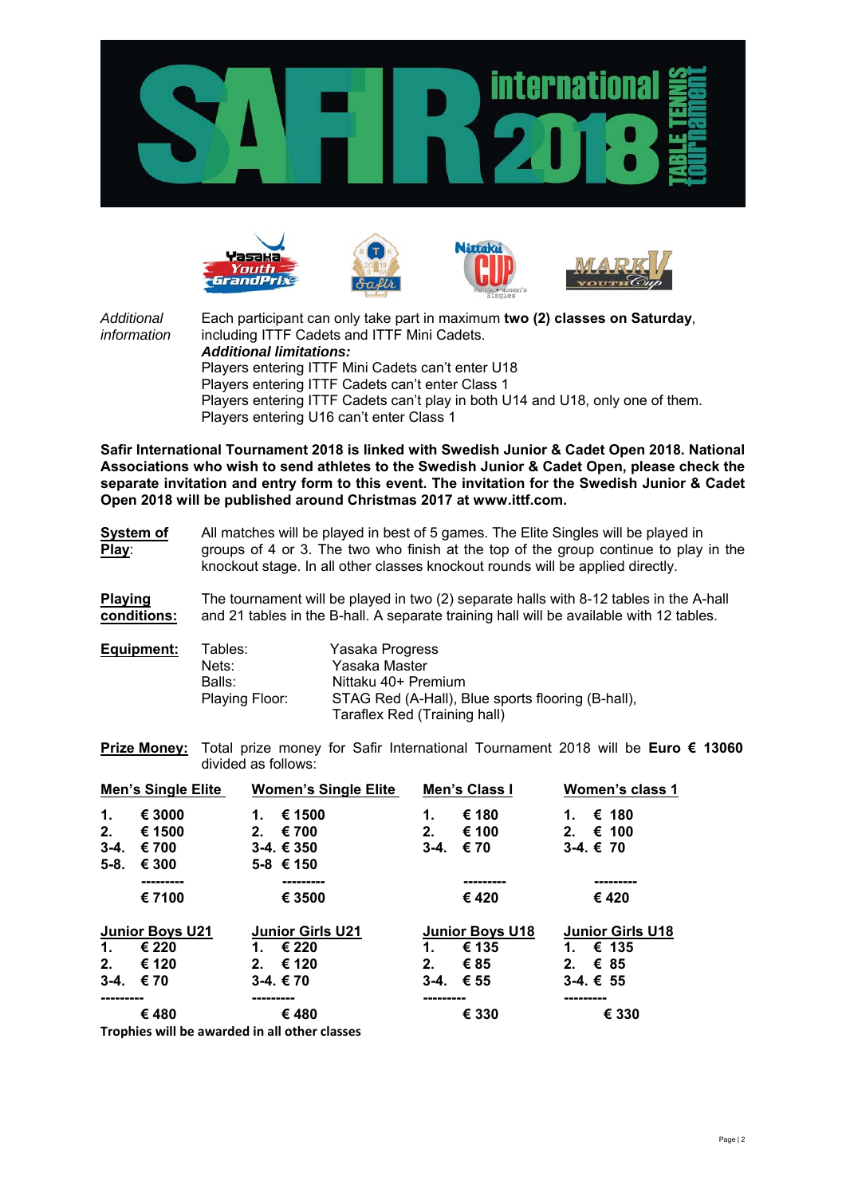*Additional information*

Each participant can only take part in maximum **two (2) classes on Saturday**, including ITTF Cadets and ITTF Mini Cadets.

***Additional limitations:***

Players entering ITTF Mini Cadets can't enter U18
Players entering ITTF Cadets can't enter Class 1
Players entering ITTF Cadets can't play in both U14 and U18, only one of them.
Players entering U16 can't enter Class 1

**Safir International Tournament 2018 is linked with Swedish Junior & Cadet Open 2018. National Associations who wish to send athletes to the Swedish Junior & Cadet Open, please check the separate invitation and entry form to this event. The invitation for the Swedish Junior & Cadet Open 2018 will be published around Christmas 2017 at www.ittf.com.**

**System of Play**: All matches will be played in best of 5 games. The Elite Singles will be played in groups of 4 or 3. The two who finish at the top of the group continue to play in the knockout stage. In all other classes knockout rounds will be applied directly.

**Playing conditions:** The tournament will be played in two (2) separate halls with 8-12 tables in the A-hall and 21 tables in the B-hall. A separate training hall will be available with 12 tables.

**Equipment:**

| | |
|---|---|
| Tables: | Yasaka Progress |
| Nets: | Yasaka Master |
| Balls: | Nittaku 40+ Premium |
| Playing Floor: | STAG Red (A-Hall), Blue sports flooring (B-hall), Taraflex Red (Training hall) |

**Prize Money:** Total prize money for Safir International Tournament 2018 will be **Euro € 13060** divided as follows:

| Men's Single Elite | Women's Single Elite | Men's Class I | Women's class 1 |
|---|---|---|---|
| **1. € 3000** | **1. € 1500** | **1. € 180** | **1. € 180** |
| **2. € 1500** | **2. € 700** | **2. € 100** | **2. € 100** |
| **3-4. € 700** | **3-4. € 350** | **3-4. € 70** | **3-4. € 70** |
| **5-8. € 300** | **5-8 € 150** | | |
| **€ 7100** | **€ 3500** | **€ 420** | **€ 420** |

| Junior Boys U21 | Junior Girls U21 | Junior Boys U18 | Junior Girls U18 |
|---|---|---|---|
| **1. € 220** | **1. € 220** | **1. € 135** | **1. € 135** |
| **2. € 120** | **2. € 120** | **2. € 85** | **2. € 85** |
| **3-4. € 70** | **3-4. € 70** | **3-4. € 55** | **3-4. € 55** |
| **€ 480** | **€ 480** | **€ 330** | **€ 330** |

**Trophies will be awarded in all other classes**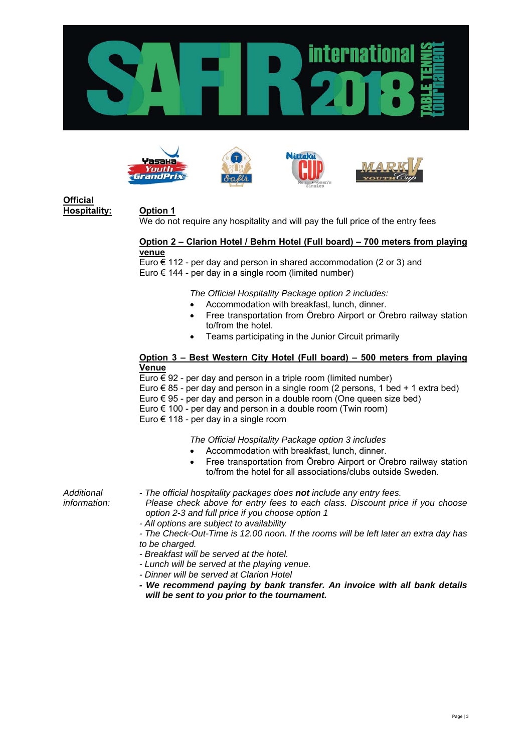**Official Hospitality:**

**Option 1**
We do not require any hospitality and will pay the full price of the entry fees

**Option 2 – Clarion Hotel / Behrn Hotel (Full board) – 700 meters from playing venue**
Euro € 112 - per day and person in shared accommodation (2 or 3) and
Euro € 144 - per day in a single room (limited number)

*The Official Hospitality Package option 2 includes:*

- Accommodation with breakfast, lunch, dinner.
- Free transportation from Örebro Airport or Örebro railway station to/from the hotel.
- Teams participating in the Junior Circuit primarily

**Option 3 – Best Western City Hotel (Full board) – 500 meters from playing Venue**
Euro € 92 - per day and person in a triple room (limited number)
Euro € 85 - per day and person in a single room (2 persons, 1 bed + 1 extra bed)
Euro € 95 - per day and person in a double room (One queen size bed)
Euro € 100 - per day and person in a double room (Twin room)
Euro € 118 - per day in a single room

*The Official Hospitality Package option 3 includes*

- Accommodation with breakfast, lunch, dinner.
- Free transportation from Örebro Airport or Örebro railway station to/from the hotel for all associations/clubs outside Sweden.

*Additional information:*

*- The official hospitality packages does **not** include any entry fees. Please check above for entry fees to each class. Discount price if you choose option 2-3 and full price if you choose option 1*
*- All options are subject to availability*
*- The Check-Out-Time is 12.00 noon. If the rooms will be left later an extra day has to be charged.*
*- Breakfast will be served at the hotel.*
*- Lunch will be served at the playing venue.*
*- Dinner will be served at Clarion Hotel*
***- We recommend paying by bank transfer. An invoice with all bank details will be sent to you prior to the tournament.***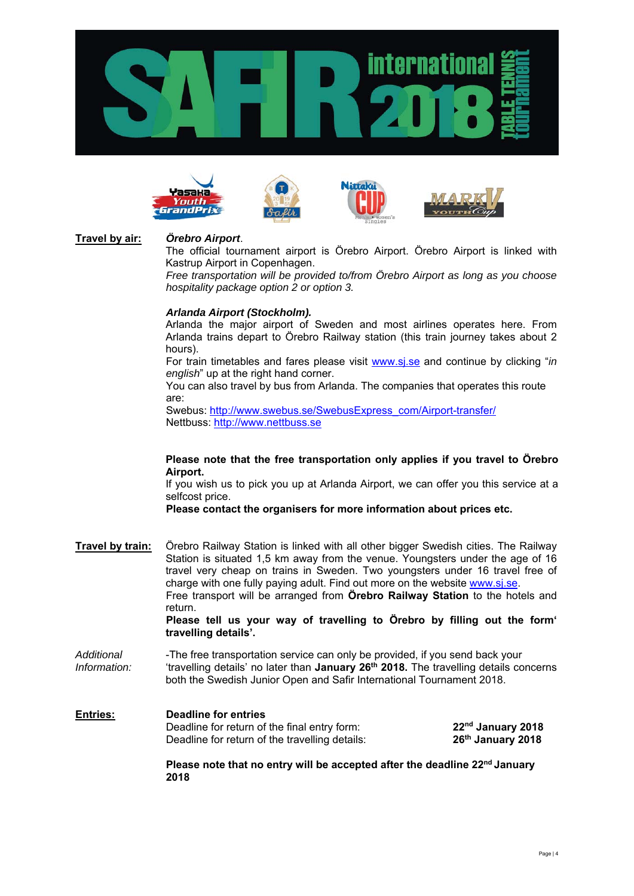**Travel by air:**

***Örebro Airport***.

The official tournament airport is Örebro Airport. Örebro Airport is linked with Kastrup Airport in Copenhagen.

*Free transportation will be provided to/from Örebro Airport as long as you choose hospitality package option 2 or option 3.*

***Arlanda Airport (Stockholm).***

Arlanda the major airport of Sweden and most airlines operates here. From Arlanda trains depart to Örebro Railway station (this train journey takes about 2 hours).

For train timetables and fares please visit www.sj.se and continue by clicking "*in english*" up at the right hand corner.

You can also travel by bus from Arlanda. The companies that operates this route are:

Swebus: http://www.swebus.se/SwebusExpress_com/Airport-transfer/

Nettbuss: http://www.nettbuss.se

**Please note that the free transportation only applies if you travel to Örebro Airport.**

If you wish us to pick you up at Arlanda Airport, we can offer you this service at a selfcost price.

**Please contact the organisers for more information about prices etc.**

**Travel by train:**

Örebro Railway Station is linked with all other bigger Swedish cities. The Railway Station is situated 1,5 km away from the venue. Youngsters under the age of 16 travel very cheap on trains in Sweden. Two youngsters under 16 travel free of charge with one fully paying adult. Find out more on the website www.sj.se.

Free transport will be arranged from **Örebro Railway Station** to the hotels and return.

**Please tell us your way of travelling to Örebro by filling out the form' travelling details'.**

*Additional Information:*

-The free transportation service can only be provided, if you send back your 'travelling details' no later than **January 26th 2018.** The travelling details concerns both the Swedish Junior Open and Safir International Tournament 2018.

**Entries:**

**Deadline for entries**

| | |
|---|---|
| Deadline for return of the final entry form: | **22nd January 2018** |
| Deadline for return of the travelling details: | **26th January 2018** |

**Please note that no entry will be accepted after the deadline 22nd January 2018**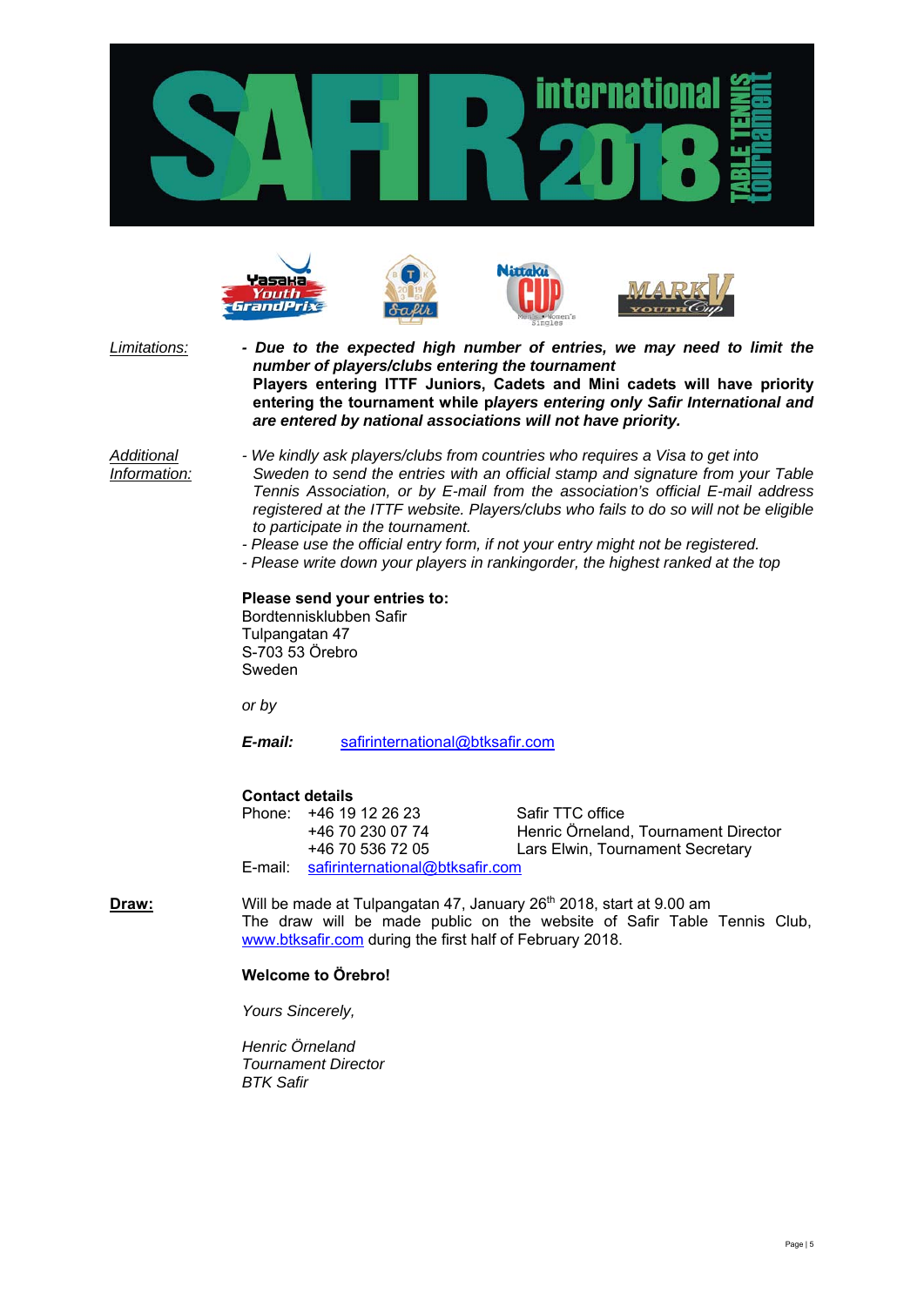*Limitations:*

***- Due to the expected high number of entries, we may need to limit the number of players/clubs entering the tournament***
**Players entering ITTF Juniors, Cadets and Mini cadets will have priority entering the tournament while p*layers entering only Safir International and are entered by national associations will not have priority.***

*Additional Information:*

*- We kindly ask players/clubs from countries who requires a Visa to get into Sweden to send the entries with an official stamp and signature from your Table Tennis Association, or by E-mail from the association's official E-mail address registered at the ITTF website. Players/clubs who fails to do so will not be eligible to participate in the tournament.*
*- Please use the official entry form, if not your entry might not be registered.*
*- Please write down your players in rankingorder, the highest ranked at the top*

**Please send your entries to:**
Bordtennisklubben Safir
Tulpangatan 47
S-703 53 Örebro
Sweden

*or by*

***E-mail:*** safirinternational@btksafir.com

**Contact details**

| | | |
|---|---|---|
| Phone: | +46 19 12 26 23 | Safir TTC office |
| | +46 70 230 07 74 | Henric Örneland, Tournament Director |
| | +46 70 536 72 05 | Lars Elwin, Tournament Secretary |
| E-mail: | safirinternational@btksafir.com | |

**Draw:**

Will be made at Tulpangatan 47, January 26th 2018, start at 9.00 am
The draw will be made public on the website of Safir Table Tennis Club, www.btksafir.com during the first half of February 2018.

**Welcome to Örebro!**

*Yours Sincerely,*

*Henric Örneland*
*Tournament Director*
*BTK Safir*